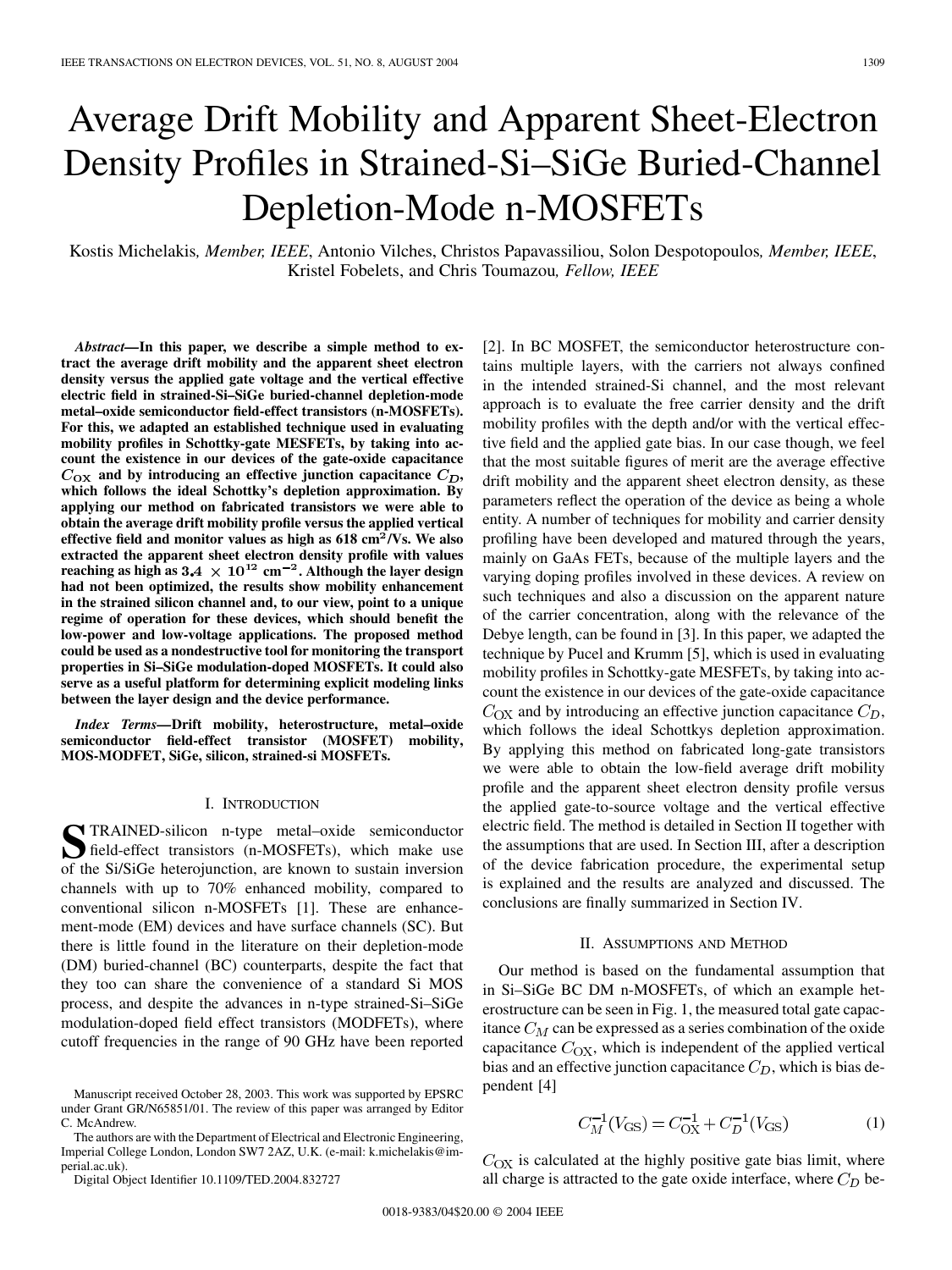# Average Drift Mobility and Apparent Sheet-Electron Density Profiles in Strained-Si–SiGe Buried-Channel Depletion-Mode n-MOSFETs

Kostis Michelakis, *Member, IEEE*, Antonio Vilches, Christos Papavassiliou, Solon Despotopoulos, *Member, IEEE*, Kristel Fobelets, and Chris Toumazou, *Fellow, IEEE*

***Abstract*—In this paper, we describe a simple method to extract the average drift mobility and the apparent sheet electron density versus the applied gate voltage and the vertical effective electric field in strained-Si–SiGe buried-channel depletion-mode metal–oxide semiconductor field-effect transistors (n-MOSFETs). For this, we adapted an established technique used in evaluating mobility profiles in Schottky-gate MESFETs, by taking into account the existence in our devices of the gate-oxide capacitance $C_{OX}$ and by introducing an effective junction capacitance $C_D$, which follows the ideal Schottky's depletion approximation. By applying our method on fabricated transistors we were able to obtain the average drift mobility profile versus the applied vertical effective field and monitor values as high as 618 $cm^2$/Vs. We also extracted the apparent sheet electron density profile with values reaching as high as $3.4 \times 10^{12}$ $cm^{-2}$. Although the layer design had not been optimized, the results show mobility enhancement in the strained silicon channel and, to our view, point to a unique regime of operation for these devices, which should benefit the low-power and low-voltage applications. The proposed method could be used as a nondestructive tool for monitoring the transport properties in Si–SiGe modulation-doped MOSFETs. It could also serve as a useful platform for determining explicit modeling links between the layer design and the device performance.**

***Index Terms*—Drift mobility, heterostructure, metal–oxide semiconductor field-effect transistor (MOSFET) mobility, MOS-MODFET, SiGe, silicon, strained-si MOSFETs.**

## I. Introduction

STRAINED-silicon n-type metal–oxide semiconductor field-effect transistors (n-MOSFETs), which make use of the Si/SiGe heterojunction, are known to sustain inversion channels with up to 70% enhanced mobility, compared to conventional silicon n-MOSFETs [1]. These are enhancement-mode (EM) devices and have surface channels (SC). But there is little found in the literature on their depletion-mode (DM) buried-channel (BC) counterparts, despite the fact that they too can share the convenience of a standard Si MOS process, and despite the advances in n-type strained-Si–SiGe modulation-doped field effect transistors (MODFETs), where cutoff frequencies in the range of 90 GHz have been reported [2]. In BC MOSFET, the semiconductor heterostructure contains multiple layers, with the carriers not always confined in the intended strained-Si channel, and the most relevant approach is to evaluate the free carrier density and the drift mobility profiles with the depth and/or with the vertical effective field and the applied gate bias. In our case though, we feel that the most suitable figures of merit are the average effective drift mobility and the apparent sheet electron density, as these parameters reflect the operation of the device as being a whole entity. A number of techniques for mobility and carrier density profiling have been developed and matured through the years, mainly on GaAs FETs, because of the multiple layers and the varying doping profiles involved in these devices. A review on such techniques and also a discussion on the apparent nature of the carrier concentration, along with the relevance of the Debye length, can be found in [3]. In this paper, we adapted the technique by Pucel and Krumm [5], which is used in evaluating mobility profiles in Schottky-gate MESFETs, by taking into account the existence in our devices of the gate-oxide capacitance $C_{OX}$ and by introducing an effective junction capacitance $C_D$, which follows the ideal Schottkys depletion approximation. By applying this method on fabricated long-gate transistors we were able to obtain the low-field average drift mobility profile and the apparent sheet electron density profile versus the applied gate-to-source voltage and the vertical effective electric field. The method is detailed in Section II together with the assumptions that are used. In Section III, after a description of the device fabrication procedure, the experimental setup is explained and the results are analyzed and discussed. The conclusions are finally summarized in Section IV.

Manuscript received October 28, 2003. This work was supported by EPSRC under Grant GR/N65851/01. The review of this paper was arranged by Editor C. McAndrew.

The authors are with the Department of Electrical and Electronic Engineering, Imperial College London, London SW7 2AZ, U.K. (e-mail: k.michelakis@imperial.ac.uk).

Digital Object Identifier 10.1109/TED.2004.832727

## II. Assumptions and Method

Our method is based on the fundamental assumption that in Si–SiGe BC DM n-MOSFETs, of which an example heterostructure can be seen in Fig. 1, the measured total gate capacitance $C_M$ can be expressed as a series combination of the oxide capacitance $C_{OX}$, which is independent of the applied vertical bias and an effective junction capacitance $C_D$, which is bias dependent [4]

$$C_M^{-1}(V_{GS}) = C_{OX}^{-1} + C_D^{-1}(V_{GS}) \tag{1}$$

$C_{OX}$ is calculated at the highly positive gate bias limit, where all charge is attracted to the gate oxide interface, where $C_D$ be-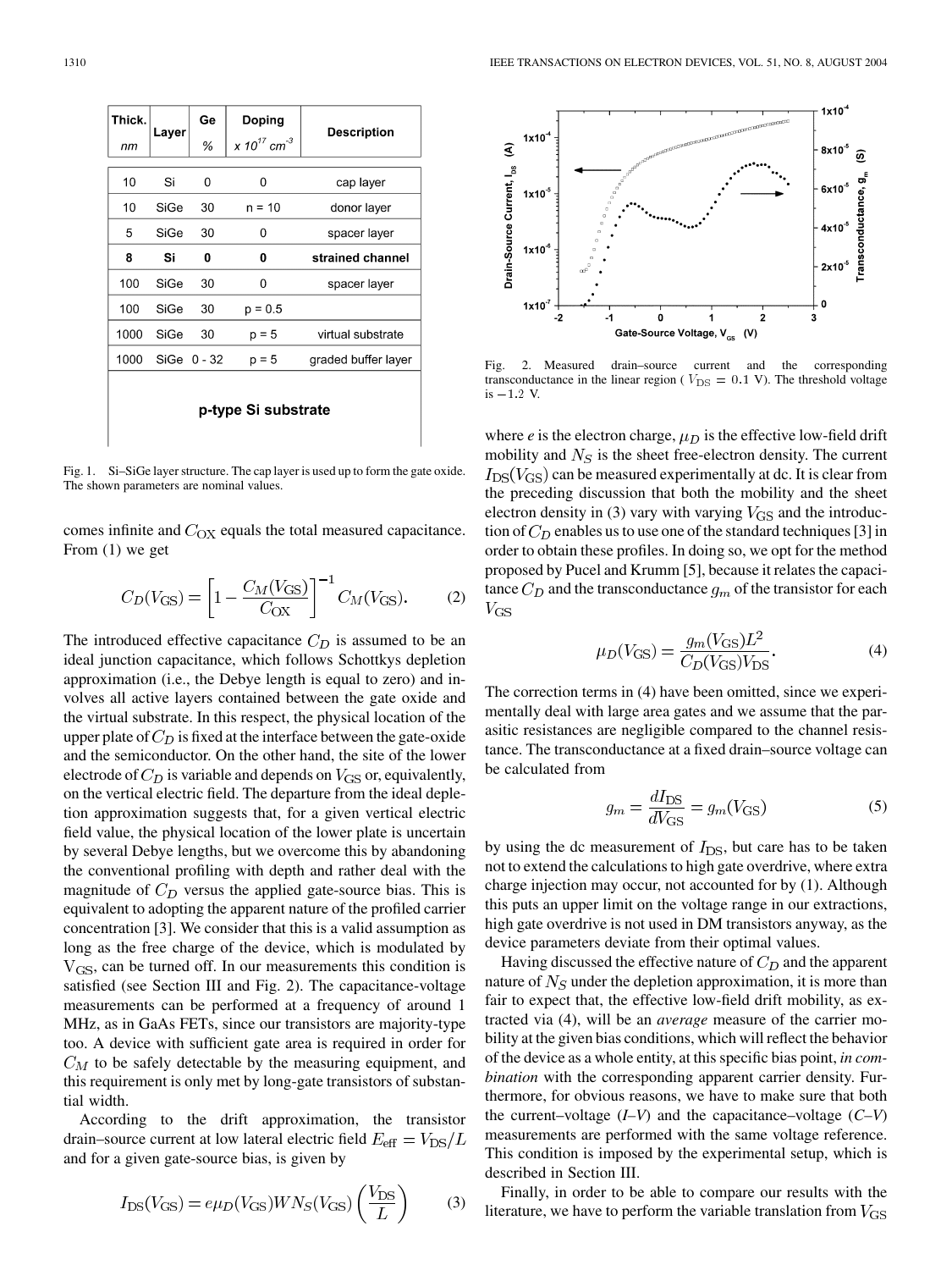| Thick. nm | Layer | Ge % | Doping $x\ 10^{17}\ cm^{-3}$ | Description |
|---|---|---|---|---|
| 10 | Si | 0 | 0 | cap layer |
| 10 | SiGe | 30 | n = 10 | donor layer |
| 5 | SiGe | 30 | 0 | spacer layer |
| **8** | **Si** | **0** | **0** | **strained channel** |
| 100 | SiGe | 30 | 0 | spacer layer |
| 100 | SiGe | 30 | p = 0.5 | |
| 1000 | SiGe | 30 | p = 5 | virtual substrate |
| 1000 | SiGe | 0 - 32 | p = 5 | graded buffer layer |
| | | **p-type Si substrate** | | |

Fig. 1. Si–SiGe layer structure. The cap layer is used up to form the gate oxide. The shown parameters are nominal values.

comes infinite and $C_{\rm OX}$ equals the total measured capacitance. From (1) we get

$$C_D(V_{\rm GS}) = \left[1 - \frac{C_M(V_{\rm GS})}{C_{\rm OX}}\right]^{-1} C_M(V_{\rm GS}). \tag{2}$$

The introduced effective capacitance $C_D$ is assumed to be an ideal junction capacitance, which follows Schottkys depletion approximation (i.e., the Debye length is equal to zero) and involves all active layers contained between the gate oxide and the virtual substrate. In this respect, the physical location of the upper plate of $C_D$ is fixed at the interface between the gate-oxide and the semiconductor. On the other hand, the site of the lower electrode of $C_D$ is variable and depends on $V_{\rm GS}$ or, equivalently, on the vertical electric field. The departure from the ideal depletion approximation suggests that, for a given vertical electric field value, the physical location of the lower plate is uncertain by several Debye lengths, but we overcome this by abandoning the conventional profiling with depth and rather deal with the magnitude of $C_D$ versus the applied gate-source bias. This is equivalent to adopting the apparent nature of the profiled carrier concentration [3]. We consider that this is a valid assumption as long as the free charge of the device, which is modulated by $V_{\rm GS}$, can be turned off. In our measurements this condition is satisfied (see Section III and Fig. 2). The capacitance-voltage measurements can be performed at a frequency of around 1 MHz, as in GaAs FETs, since our transistors are majority-type too. A device with sufficient gate area is required in order for $C_M$ to be safely detectable by the measuring equipment, and this requirement is only met by long-gate transistors of substantial width.

According to the drift approximation, the transistor drain–source current at low lateral electric field $E_{\rm eff} = V_{\rm DS}/L$ and for a given gate-source bias, is given by

$$I_{\rm DS}(V_{\rm GS}) = e\mu_D(V_{\rm GS})WN_S(V_{\rm GS})\left(\frac{V_{\rm DS}}{L}\right) \tag{3}$$

Fig. 2. Measured drain–source current and the corresponding transconductance in the linear region ($V_{\rm DS} = 0.1$ V). The threshold voltage is $-1.2$ V.

where $e$ is the electron charge, $\mu_D$ is the effective low-field drift mobility and $N_S$ is the sheet free-electron density. The current $I_{\rm DS}(V_{\rm GS})$ can be measured experimentally at dc. It is clear from the preceding discussion that both the mobility and the sheet electron density in (3) vary with varying $V_{\rm GS}$ and the introduction of $C_D$ enables us to use one of the standard techniques [3] in order to obtain these profiles. In doing so, we opt for the method proposed by Pucel and Krumm [5], because it relates the capacitance $C_D$ and the transconductance $g_m$ of the transistor for each $V_{\rm GS}$

$$\mu_D(V_{\rm GS}) = \frac{g_m(V_{\rm GS})L^2}{C_D(V_{\rm GS})V_{\rm DS}}. \tag{4}$$

The correction terms in (4) have been omitted, since we experimentally deal with large area gates and we assume that the parasitic resistances are negligible compared to the channel resistance. The transconductance at a fixed drain–source voltage can be calculated from

$$g_m = \frac{dI_{\rm DS}}{dV_{\rm GS}} = g_m(V_{\rm GS}) \tag{5}$$

by using the dc measurement of $I_{\rm DS}$, but care has to be taken not to extend the calculations to high gate overdrive, where extra charge injection may occur, not accounted for by (1). Although this puts an upper limit on the voltage range in our extractions, high gate overdrive is not used in DM transistors anyway, as the device parameters deviate from their optimal values.

Having discussed the effective nature of $C_D$ and the apparent nature of $N_S$ under the depletion approximation, it is more than fair to expect that, the effective low-field drift mobility, as extracted via (4), will be an *average* measure of the carrier mobility at the given bias conditions, which will reflect the behavior of the device as a whole entity, at this specific bias point, *in combination* with the corresponding apparent carrier density. Furthermore, for obvious reasons, we have to make sure that both the current–voltage (*I*–*V*) and the capacitance–voltage (*C*–*V*) measurements are performed with the same voltage reference. This condition is imposed by the experimental setup, which is described in Section III.

Finally, in order to be able to compare our results with the literature, we have to perform the variable translation from $V_{\rm GS}$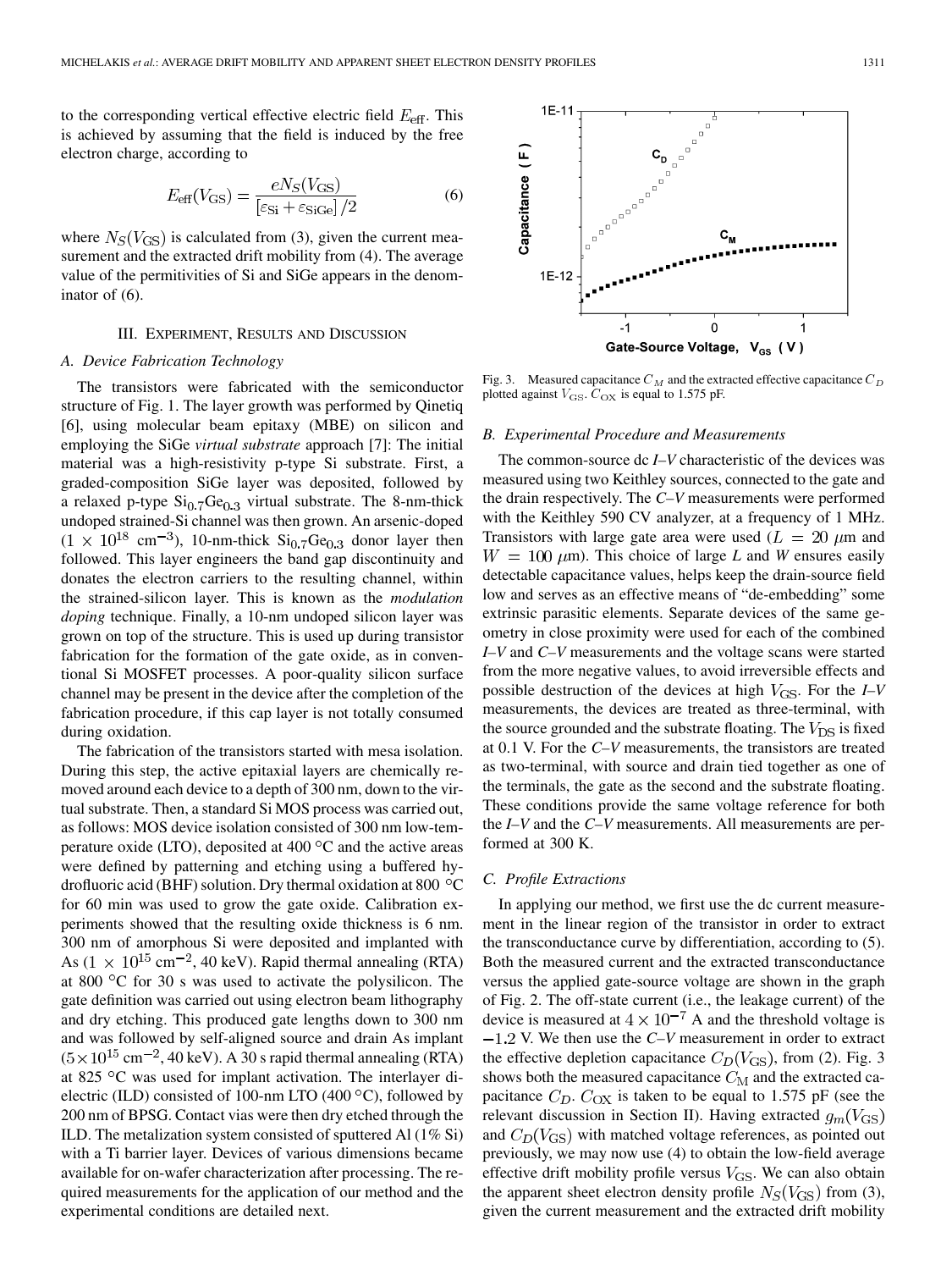to the corresponding vertical effective electric field $E_{\text{eff}}$. This is achieved by assuming that the field is induced by the free electron charge, according to

$$E_{\text{eff}}(V_{\text{GS}}) = \frac{eN_S(V_{\text{GS}})}{[\varepsilon_{\text{Si}} + \varepsilon_{\text{SiGe}}]/2} \tag{6}$$

where $N_S(V_{\text{GS}})$ is calculated from (3), given the current measurement and the extracted drift mobility from (4). The average value of the permitivities of Si and SiGe appears in the denominator of (6).

## III. Experiment, Results and Discussion

### *A. Device Fabrication Technology*

The transistors were fabricated with the semiconductor structure of Fig. 1. The layer growth was performed by Qinetiq [6], using molecular beam epitaxy (MBE) on silicon and employing the SiGe *virtual substrate* approach [7]: The initial material was a high-resistivity p-type Si substrate. First, a graded-composition SiGe layer was deposited, followed by a relaxed p-type $Si_{0.7}Ge_{0.3}$ virtual substrate. The 8-nm-thick undoped strained-Si channel was then grown. An arsenic-doped ($1 \times 10^{18}$ cm$^{-3}$), 10-nm-thick $Si_{0.7}Ge_{0.3}$ donor layer then followed. This layer engineers the band gap discontinuity and donates the electron carriers to the resulting channel, within the strained-silicon layer. This is known as the *modulation doping* technique. Finally, a 10-nm undoped silicon layer was grown on top of the structure. This is used up during transistor fabrication for the formation of the gate oxide, as in conventional Si MOSFET processes. A poor-quality silicon surface channel may be present in the device after the completion of the fabrication procedure, if this cap layer is not totally consumed during oxidation.

The fabrication of the transistors started with mesa isolation. During this step, the active epitaxial layers are chemically removed around each device to a depth of 300 nm, down to the virtual substrate. Then, a standard Si MOS process was carried out, as follows: MOS device isolation consisted of 300 nm low-temperature oxide (LTO), deposited at 400 °C and the active areas were defined by patterning and etching using a buffered hydrofluoric acid (BHF) solution. Dry thermal oxidation at 800 °C for 60 min was used to grow the gate oxide. Calibration experiments showed that the resulting oxide thickness is 6 nm. 300 nm of amorphous Si were deposited and implanted with As ($1 \times 10^{15}$ cm$^{-2}$, 40 keV). Rapid thermal annealing (RTA) at 800 °C for 30 s was used to activate the polysilicon. The gate definition was carried out using electron beam lithography and dry etching. This produced gate lengths down to 300 nm and was followed by self-aligned source and drain As implant ($5 \times 10^{15}$ cm$^{-2}$, 40 keV). A 30 s rapid thermal annealing (RTA) at 825 °C was used for implant activation. The interlayer dielectric (ILD) consisted of 100-nm LTO (400 °C), followed by 200 nm of BPSG. Contact vias were then dry etched through the ILD. The metalization system consisted of sputtered Al (1% Si) with a Ti barrier layer. Devices of various dimensions became available for on-wafer characterization after processing. The required measurements for the application of our method and the experimental conditions are detailed next.

Fig. 3. Measured capacitance $C_M$ and the extracted effective capacitance $C_D$ plotted against $V_{\text{GS}}$. $C_{\text{OX}}$ is equal to 1.575 pF.

### *B. Experimental Procedure and Measurements*

The common-source dc *I–V* characteristic of the devices was measured using two Keithley sources, connected to the gate and the drain respectively. The *C–V* measurements were performed with the Keithley 590 CV analyzer, at a frequency of 1 MHz. Transistors with large gate area were used ($L = 20$ $\mu$m and $W = 100$ $\mu$m). This choice of large *L* and *W* ensures easily detectable capacitance values, helps keep the drain-source field low and serves as an effective means of "de-embedding" some extrinsic parasitic elements. Separate devices of the same geometry in close proximity were used for each of the combined *I–V* and *C–V* measurements and the voltage scans were started from the more negative values, to avoid irreversible effects and possible destruction of the devices at high $V_{\text{GS}}$. For the *I–V* measurements, the devices are treated as three-terminal, with the source grounded and the substrate floating. The $V_{\text{DS}}$ is fixed at 0.1 V. For the *C–V* measurements, the transistors are treated as two-terminal, with source and drain tied together as one of the terminals, the gate as the second and the substrate floating. These conditions provide the same voltage reference for both the *I–V* and the *C–V* measurements. All measurements are performed at 300 K.

### *C. Profile Extractions*

In applying our method, we first use the dc current measurement in the linear region of the transistor in order to extract the transconductance curve by differentiation, according to (5). Both the measured current and the extracted transconductance versus the applied gate-source voltage are shown in the graph of Fig. 2. The off-state current (i.e., the leakage current) of the device is measured at $4 \times 10^{-7}$ A and the threshold voltage is $-1.2$ V. We then use the *C–V* measurement in order to extract the effective depletion capacitance $C_D(V_{\text{GS}})$, from (2). Fig. 3 shows both the measured capacitance $C_{\text{M}}$ and the extracted capacitance $C_D$. $C_{\text{OX}}$ is taken to be equal to 1.575 pF (see the relevant discussion in Section II). Having extracted $g_m(V_{\text{GS}})$ and $C_D(V_{\text{GS}})$ with matched voltage references, as pointed out previously, we may now use (4) to obtain the low-field average effective drift mobility profile versus $V_{\text{GS}}$. We can also obtain the apparent sheet electron density profile $N_S(V_{\text{GS}})$ from (3), given the current measurement and the extracted drift mobility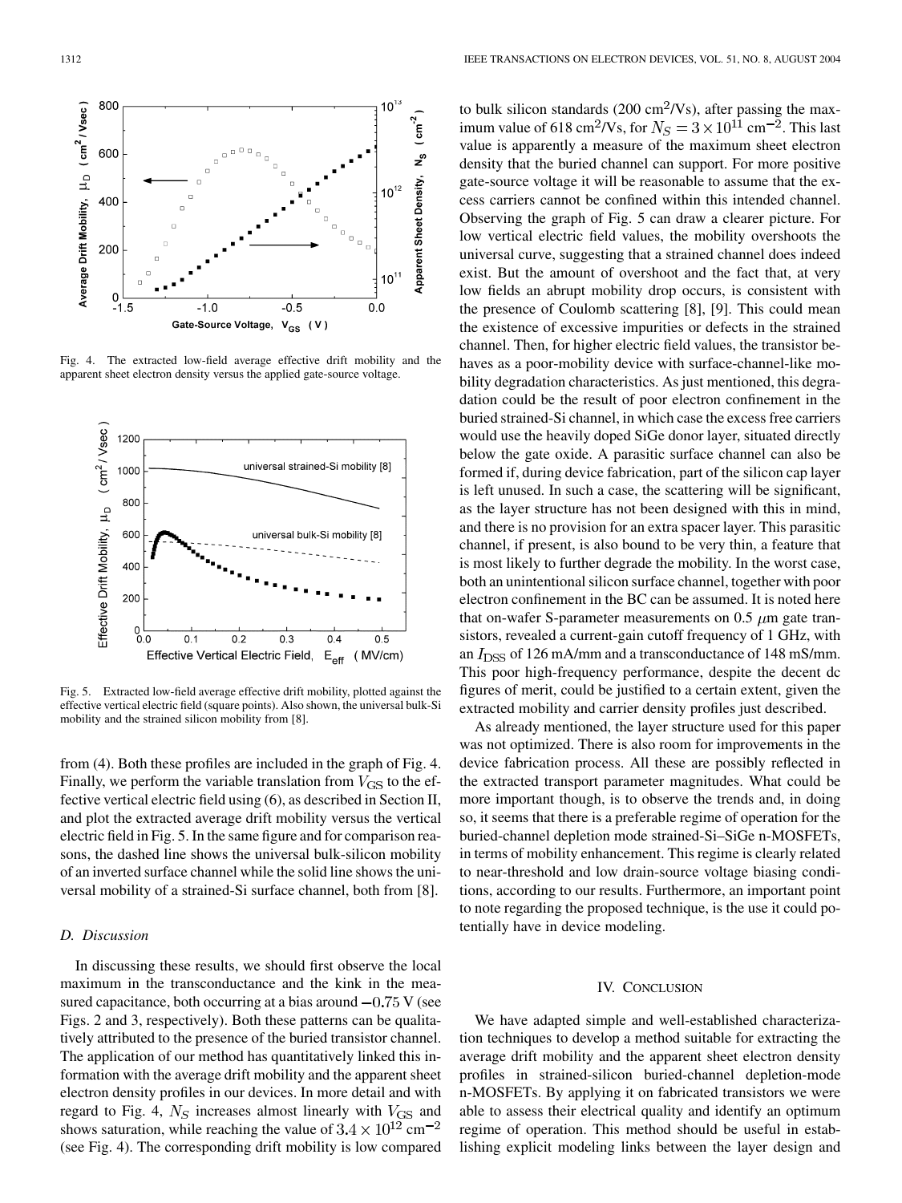Fig. 4. The extracted low-field average effective drift mobility and the apparent sheet electron density versus the applied gate-source voltage.

Fig. 5. Extracted low-field average effective drift mobility, plotted against the effective vertical electric field (square points). Also shown, the universal bulk-Si mobility and the strained silicon mobility from [8].

from (4). Both these profiles are included in the graph of Fig. 4. Finally, we perform the variable translation from $V_{\mathrm{GS}}$ to the effective vertical electric field using (6), as described in Section II, and plot the extracted average drift mobility versus the vertical electric field in Fig. 5. In the same figure and for comparison reasons, the dashed line shows the universal bulk-silicon mobility of an inverted surface channel while the solid line shows the universal mobility of a strained-Si surface channel, both from [8].

### D. Discussion

In discussing these results, we should first observe the local maximum in the transconductance and the kink in the measured capacitance, both occurring at a bias around $-0.75$ V (see Figs. 2 and 3, respectively). Both these patterns can be qualitatively attributed to the presence of the buried transistor channel. The application of our method has quantitatively linked this information with the average drift mobility and the apparent sheet electron density profiles in our devices. In more detail and with regard to Fig. 4, $N_S$ increases almost linearly with $V_{\mathrm{GS}}$ and shows saturation, while reaching the value of $3.4 \times 10^{12}$ cm$^{-2}$ (see Fig. 4). The corresponding drift mobility is low compared to bulk silicon standards (200 cm$^2$/Vs), after passing the maximum value of 618 cm$^2$/Vs, for $N_S = 3 \times 10^{11}$ cm$^{-2}$. This last value is apparently a measure of the maximum sheet electron density that the buried channel can support. For more positive gate-source voltage it will be reasonable to assume that the excess carriers cannot be confined within this intended channel. Observing the graph of Fig. 5 can draw a clearer picture. For low vertical electric field values, the mobility overshoots the universal curve, suggesting that a strained channel does indeed exist. But the amount of overshoot and the fact that, at very low fields an abrupt mobility drop occurs, is consistent with the presence of Coulomb scattering [8], [9]. This could mean the existence of excessive impurities or defects in the strained channel. Then, for higher electric field values, the transistor behaves as a poor-mobility device with surface-channel-like mobility degradation characteristics. As just mentioned, this degradation could be the result of poor electron confinement in the buried strained-Si channel, in which case the excess free carriers would use the heavily doped SiGe donor layer, situated directly below the gate oxide. A parasitic surface channel can also be formed if, during device fabrication, part of the silicon cap layer is left unused. In such a case, the scattering will be significant, as the layer structure has not been designed with this in mind, and there is no provision for an extra spacer layer. This parasitic channel, if present, is also bound to be very thin, a feature that is most likely to further degrade the mobility. In the worst case, both an unintentional silicon surface channel, together with poor electron confinement in the BC can be assumed. It is noted here that on-wafer S-parameter measurements on 0.5 $\mu$m gate transistors, revealed a current-gain cutoff frequency of 1 GHz, with an $I_{\mathrm{DSS}}$ of 126 mA/mm and a transconductance of 148 mS/mm. This poor high-frequency performance, despite the decent dc figures of merit, could be justified to a certain extent, given the extracted mobility and carrier density profiles just described.

As already mentioned, the layer structure used for this paper was not optimized. There is also room for improvements in the device fabrication process. All these are possibly reflected in the extracted transport parameter magnitudes. What could be more important though, is to observe the trends and, in doing so, it seems that there is a preferable regime of operation for the buried-channel depletion mode strained-Si–SiGe n-MOSFETs, in terms of mobility enhancement. This regime is clearly related to near-threshold and low drain-source voltage biasing conditions, according to our results. Furthermore, an important point to note regarding the proposed technique, is the use it could potentially have in device modeling.

## IV. Conclusion

We have adapted simple and well-established characterization techniques to develop a method suitable for extracting the average drift mobility and the apparent sheet electron density profiles in strained-silicon buried-channel depletion-mode n-MOSFETs. By applying it on fabricated transistors we were able to assess their electrical quality and identify an optimum regime of operation. This method should be useful in establishing explicit modeling links between the layer design and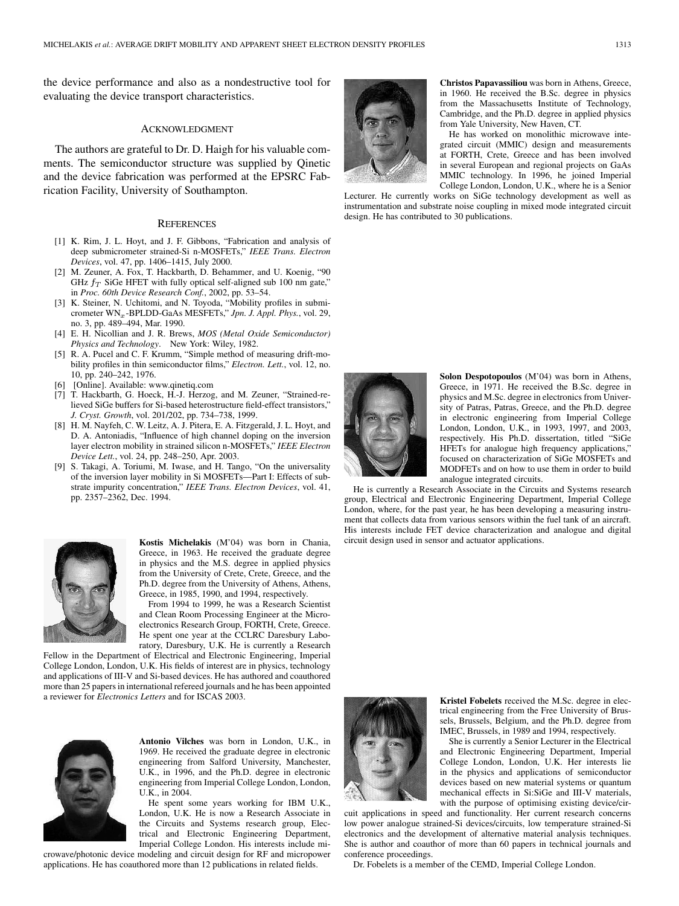the device performance and also as a nondestructive tool for evaluating the device transport characteristics.

## Acknowledgment

The authors are grateful to Dr. D. Haigh for his valuable comments. The semiconductor structure was supplied by Qinetic and the device fabrication was performed at the EPSRC Fabrication Facility, University of Southampton.

## References

[1] K. Rim, J. L. Hoyt, and J. F. Gibbons, "Fabrication and analysis of deep submicrometer strained-Si n-MOSFETs," *IEEE Trans. Electron Devices*, vol. 47, pp. 1406–1415, July 2000.

[2] M. Zeuner, A. Fox, T. Hackbarth, D. Behammer, and U. Koenig, "90 GHz $f_T$ SiGe HFET with fully optical self-aligned sub 100 nm gate," in *Proc. 60th Device Research Conf.*, 2002, pp. 53–54.

[3] K. Steiner, N. Uchitomi, and N. Toyoda, "Mobility profiles in submicrometer $WN_x$-BPLDD-GaAs MESFETs," *Jpn. J. Appl. Phys.*, vol. 29, no. 3, pp. 489–494, Mar. 1990.

[4] E. H. Nicollian and J. R. Brews, *MOS (Metal Oxide Semiconductor) Physics and Technology*. New York: Wiley, 1982.

[5] R. A. Pucel and C. F. Krumm, "Simple method of measuring drift-mobility profiles in thin semiconductor films," *Electron. Lett.*, vol. 12, no. 10, pp. 240–242, 1976.

[6] [Online]. Available: www.qinetiq.com

[7] T. Hackbarth, G. Hoeck, H.-J. Herzog, and M. Zeuner, "Strained-relieved SiGe buffers for Si-based heterostructure field-effect transistors," *J. Cryst. Growth*, vol. 201/202, pp. 734–738, 1999.

[8] H. M. Nayfeh, C. W. Leitz, A. J. Pitera, E. A. Fitzgerald, J. L. Hoyt, and D. A. Antoniadis, "Influence of high channel doping on the inversion layer electron mobility in strained silicon n-MOSFETs," *IEEE Electron Device Lett.*, vol. 24, pp. 248–250, Apr. 2003.

[9] S. Takagi, A. Toriumi, M. Iwase, and H. Tango, "On the universality of the inversion layer mobility in Si MOSFETs—Part I: Effects of substrate impurity concentration," *IEEE Trans. Electron Devices*, vol. 41, pp. 2357–2362, Dec. 1994.

**Kostis Michelakis** (M'04) was born in Chania, Greece, in 1963. He received the graduate degree in physics and the M.S. degree in applied physics from the University of Crete, Crete, Greece, and the Ph.D. degree from the University of Athens, Athens, Greece, in 1985, 1990, and 1994, respectively.

From 1994 to 1999, he was a Research Scientist and Clean Room Processing Engineer at the Microelectronics Research Group, FORTH, Crete, Greece. He spent one year at the CCLRC Daresbury Laboratory, Daresbury, U.K. He is currently a Research Fellow in the Department of Electrical and Electronic Engineering, Imperial College London, London, U.K. His fields of interest are in physics, technology and applications of III-V and Si-based devices. He has authored and coauthored more than 25 papers in international refereed journals and he has been appointed a reviewer for *Electronics Letters* and for ISCAS 2003.

**Antonio Vilches** was born in London, U.K., in 1969. He received the graduate degree in electronic engineering from Salford University, Manchester, U.K., in 1996, and the Ph.D. degree in electronic engineering from Imperial College London, London, U.K., in 2004.

He spent some years working for IBM U.K., London, U.K. He is now a Research Associate in the Circuits and Systems research group, Electrical and Electronic Engineering Department, Imperial College London. His interests include microwave/photonic device modeling and circuit design for RF and micropower applications. He has coauthored more than 12 publications in related fields.

**Christos Papavassiliou** was born in Athens, Greece, in 1960. He received the B.Sc. degree in physics from the Massachusetts Institute of Technology, Cambridge, and the Ph.D. degree in applied physics from Yale University, New Haven, CT.

He has worked on monolithic microwave integrated circuit (MMIC) design and measurements at FORTH, Crete, Greece and has been involved in several European and regional projects on GaAs MMIC technology. In 1996, he joined Imperial College London, London, U.K., where he is a Senior Lecturer. He currently works on SiGe technology development as well as instrumentation and substrate noise coupling in mixed mode integrated circuit design. He has contributed to 30 publications.

**Solon Despotopoulos** (M'04) was born in Athens, Greece, in 1971. He received the B.Sc. degree in physics and M.Sc. degree in electronics from University of Patras, Patras, Greece, and the Ph.D. degree in electronic engineering from Imperial College London, London, U.K., in 1993, 1997, and 2003, respectively. His Ph.D. dissertation, titled "SiGe HFETs for analogue high frequency applications," focused on characterization of SiGe MOSFETs and MODFETs and on how to use them in order to build analogue integrated circuits.

He is currently a Research Associate in the Circuits and Systems research group, Electrical and Electronic Engineering Department, Imperial College London, where, for the past year, he has been developing a measuring instrument that collects data from various sensors within the fuel tank of an aircraft. His interests include FET device characterization and analogue and digital circuit design used in sensor and actuator applications.

**Kristel Fobelets** received the M.Sc. degree in electrical engineering from the Free University of Brussels, Brussels, Belgium, and the Ph.D. degree from IMEC, Brussels, in 1989 and 1994, respectively.

She is currently a Senior Lecturer in the Electrical and Electronic Engineering Department, Imperial College London, London, U.K. Her interests lie in the physics and applications of semiconductor devices based on new material systems or quantum mechanical effects in Si:SiGe and III-V materials, with the purpose of optimising existing device/circuit applications in speed and functionality. Her current research concerns low power analogue strained-Si devices/circuits, low temperature strained-Si electronics and the development of alternative material analysis techniques. She is author and coauthor of more than 60 papers in technical journals and conference proceedings.

Dr. Fobelets is a member of the CEMD, Imperial College London.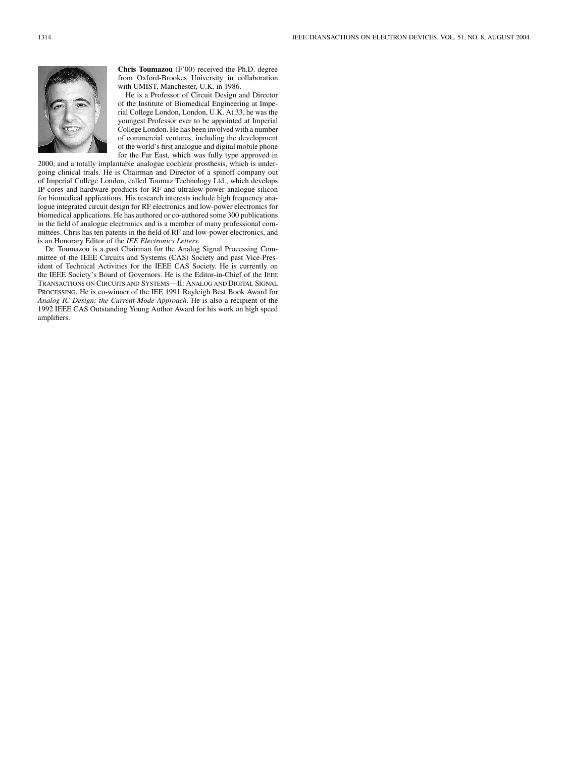**Chris Toumazou** (F'00) received the Ph.D. degree from Oxford-Brookes University in collaboration with UMIST, Manchester, U.K. in 1986.

He is a Professor of Circuit Design and Director of the Institute of Biomedical Engineering at Imperial College London, London, U.K. At 33, he was the youngest Professor ever to be appointed at Imperial College London. He has been involved with a number of commercial ventures, including the development of the world's first analogue and digital mobile phone for the Far East, which was fully type approved in 2000, and a totally implantable analogue cochlear prosthesis, which is undergoing clinical trials. He is Chairman and Director of a spinoff company out of Imperial College London, called Toumaz Technology Ltd., which develops IP cores and hardware products for RF and ultralow-power analogue silicon for biomedical applications. His research interests include high frequency analogue integrated circuit design for RF electronics and low-power electronics for biomedical applications. He has authored or co-authored some 300 publications in the field of analogue electronics and is a member of many professional committees. Chris has ten patents in the field of RF and low-power electronics, and is an Honorary Editor of the *IEE Electronics Letters*.

Dr. Toumazou is a past Chairman for the Analog Signal Processing Committee of the IEEE Circuits and Systems (CAS) Society and past Vice-President of Technical Activities for the IEEE CAS Society. He is currently on the IEEE Society's Board of Governors. He is the Editor-in-Chief of the IEEE TRANSACTIONS ON CIRCUITS AND SYSTEMS—II: ANALOG AND DIGITAL SIGNAL PROCESSING, He is co-winner of the IEE 1991 Rayleigh Best Book Award for *Analog IC Design: the Current-Mode Approach.* He is also a recipient of the 1992 IEEE CAS Outstanding Young Author Award for his work on high speed amplifiers.